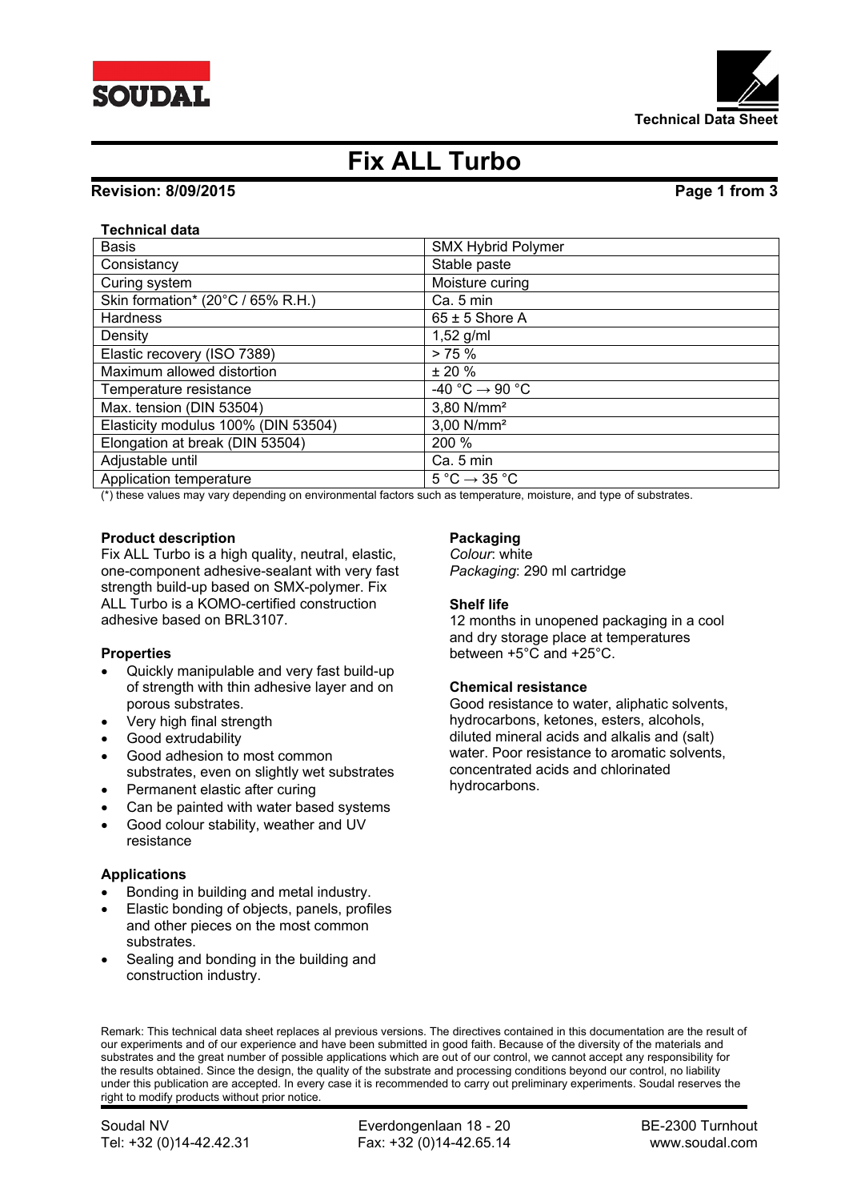# Fix ALL Turbo

**Revision: 8/09/2015**

**Technical data**

| Basis | SMX Hybrid Polymer |
|---|---|
| Consistancy | Stable paste |
| Curing system | Moisture curing |
| Skin formation* (20°C / 65% R.H.) | Ca. 5 min |
| Hardness | 65 ± 5 Shore A |
| Density | 1,52 g/ml |
| Elastic recovery (ISO 7389) | > 75 % |
| Maximum allowed distortion | ± 20 % |
| Temperature resistance | -40 °C → 90 °C |
| Max. tension (DIN 53504) | 3,80 N/mm² |
| Elasticity modulus 100% (DIN 53504) | 3,00 N/mm² |
| Elongation at break (DIN 53504) | 200 % |
| Adjustable until | Ca. 5 min |
| Application temperature | 5 °C → 35 °C |

(*) these values may vary depending on environmental factors such as temperature, moisture, and type of substrates.

**Product description**

Fix ALL Turbo is a high quality, neutral, elastic, one-component adhesive-sealant with very fast strength build-up based on SMX-polymer. Fix ALL Turbo is a KOMO-certified construction adhesive based on BRL3107.

**Properties**

- Quickly manipulable and very fast build-up of strength with thin adhesive layer and on porous substrates.
- Very high final strength
- Good extrudability
- Good adhesion to most common substrates, even on slightly wet substrates
- Permanent elastic after curing
- Can be painted with water based systems
- Good colour stability, weather and UV resistance

**Applications**

- Bonding in building and metal industry.
- Elastic bonding of objects, panels, profiles and other pieces on the most common substrates.
- Sealing and bonding in the building and construction industry.

**Packaging**

*Colour*: white
*Packaging*: 290 ml cartridge

**Shelf life**

12 months in unopened packaging in a cool and dry storage place at temperatures between +5°C and +25°C.

**Chemical resistance**

Good resistance to water, aliphatic solvents, hydrocarbons, ketones, esters, alcohols, diluted mineral acids and alkalis and (salt) water. Poor resistance to aromatic solvents, concentrated acids and chlorinated hydrocarbons.

Remark: This technical data sheet replaces al previous versions. The directives contained in this documentation are the result of our experiments and of our experience and have been submitted in good faith. Because of the diversity of the materials and substrates and the great number of possible applications which are out of our control, we cannot accept any responsibility for the results obtained. Since the design, the quality of the substrate and processing conditions beyond our control, no liability under this publication are accepted. In every case it is recommended to carry out preliminary experiments. Soudal reserves the right to modify products without prior notice.

Soudal NV | Everdongenlaan 18 - 20 | BE-2300 Turnhout
Tel: +32 (0)14-42.42.31 | Fax: +32 (0)14-42.65.14 | www.soudal.com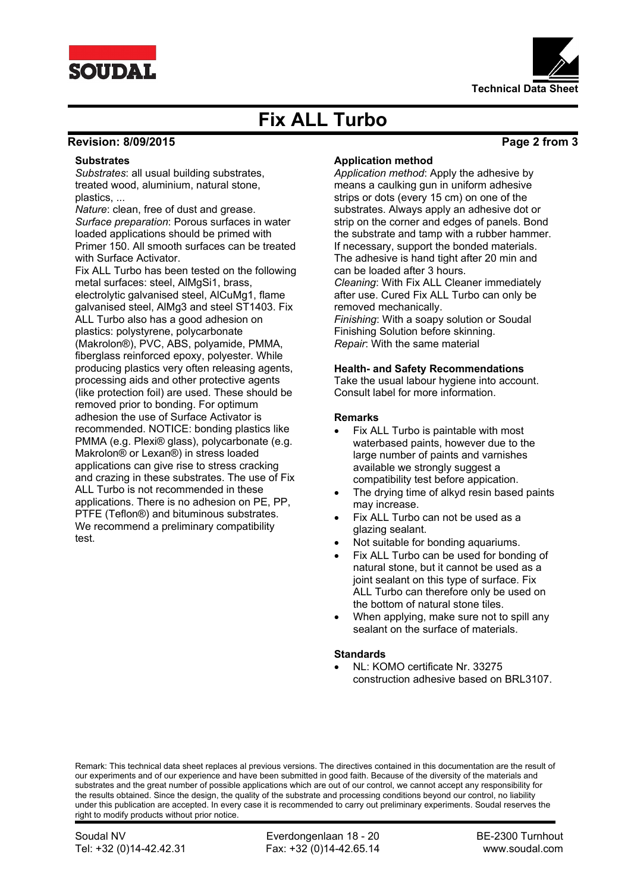**Substrates**

*Substrates*: all usual building substrates, treated wood, aluminium, natural stone, plastics, ...
*Nature*: clean, free of dust and grease.
*Surface preparation*: Porous surfaces in water loaded applications should be primed with Primer 150. All smooth surfaces can be treated with Surface Activator.
Fix ALL Turbo has been tested on the following metal surfaces: steel, AlMgSi1, brass, electrolytic galvanised steel, AlCuMg1, flame galvanised steel, AlMg3 and steel ST1403. Fix ALL Turbo also has a good adhesion on plastics: polystyrene, polycarbonate (Makrolon®), PVC, ABS, polyamide, PMMA, fiberglass reinforced epoxy, polyester. While producing plastics very often releasing agents, processing aids and other protective agents (like protection foil) are used. These should be removed prior to bonding. For optimum adhesion the use of Surface Activator is recommended. NOTICE: bonding plastics like PMMA (e.g. Plexi® glass), polycarbonate (e.g. Makrolon® or Lexan®) in stress loaded applications can give rise to stress cracking and crazing in these substrates. The use of Fix ALL Turbo is not recommended in these applications. There is no adhesion on PE, PP, PTFE (Teflon®) and bituminous substrates. We recommend a preliminary compatibility test.

**Application method**

*Application method*: Apply the adhesive by means a caulking gun in uniform adhesive strips or dots (every 15 cm) on one of the substrates. Always apply an adhesive dot or strip on the corner and edges of panels. Bond the substrate and tamp with a rubber hammer. If necessary, support the bonded materials. The adhesive is hand tight after 20 min and can be loaded after 3 hours.
*Cleaning*: With Fix ALL Cleaner immediately after use. Cured Fix ALL Turbo can only be removed mechanically.
*Finishing*: With a soapy solution or Soudal Finishing Solution before skinning.
*Repair*: With the same material

**Health- and Safety Recommendations**

Take the usual labour hygiene into account. Consult label for more information.

**Remarks**

- Fix ALL Turbo is paintable with most waterbased paints, however due to the large number of paints and varnishes available we strongly suggest a compatibility test before appication.
- The drying time of alkyd resin based paints may increase.
- Fix ALL Turbo can not be used as a glazing sealant.
- Not suitable for bonding aquariums.
- Fix ALL Turbo can be used for bonding of natural stone, but it cannot be used as a joint sealant on this type of surface. Fix ALL Turbo can therefore only be used on the bottom of natural stone tiles.
- When applying, make sure not to spill any sealant on the surface of materials.

**Standards**

- NL: KOMO certificate Nr. 33275 construction adhesive based on BRL3107.

Remark: This technical data sheet replaces al previous versions. The directives contained in this documentation are the result of our experiments and of our experience and have been submitted in good faith. Because of the diversity of the materials and substrates and the great number of possible applications which are out of our control, we cannot accept any responsibility for the results obtained. Since the design, the quality of the substrate and processing conditions beyond our control, no liability under this publication are accepted. In every case it is recommended to carry out preliminary experiments. Soudal reserves the right to modify products without prior notice.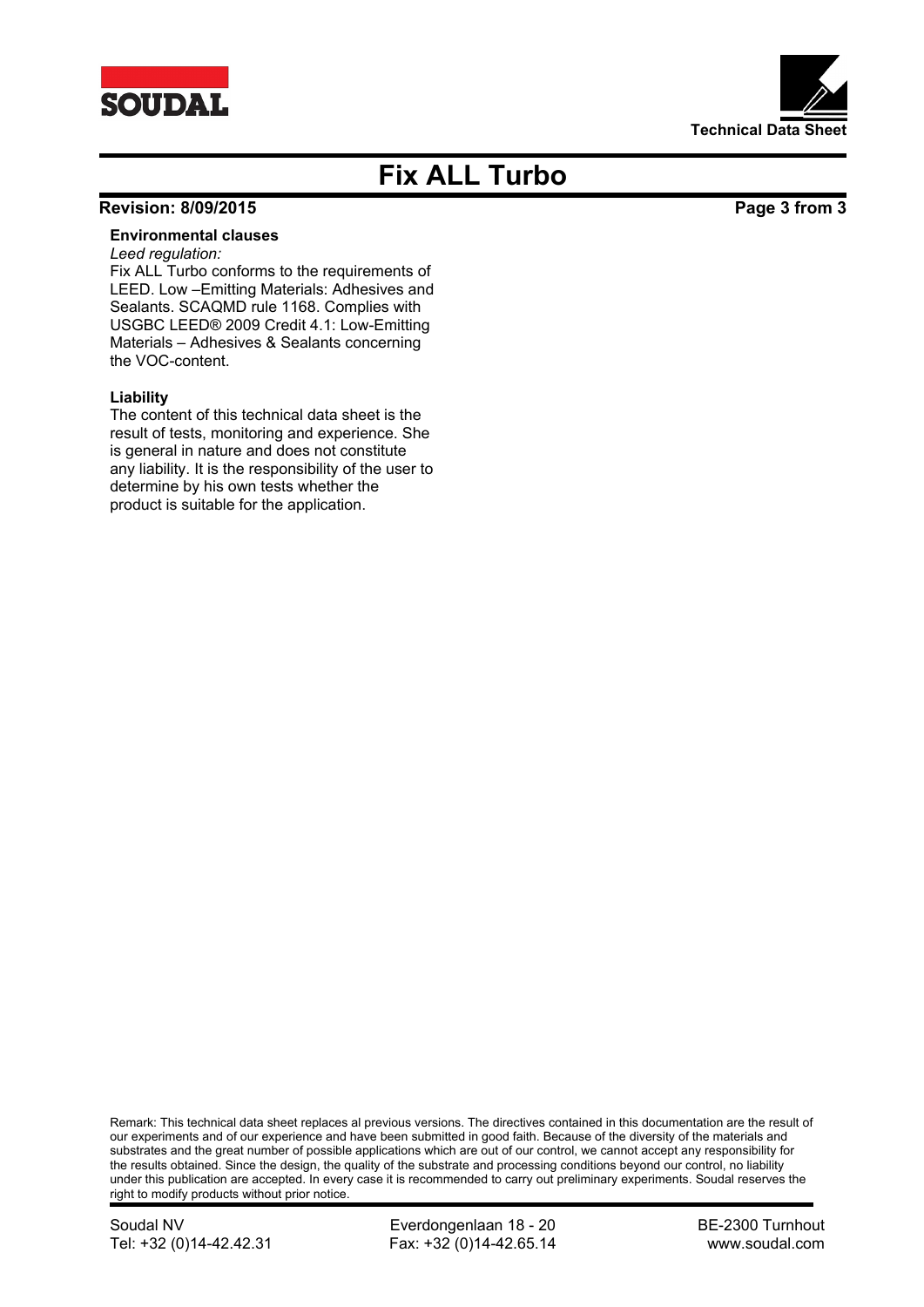# Fix ALL Turbo

**Revision: 8/09/2015**

**Environmental clauses**

*Leed regulation:*

Fix ALL Turbo conforms to the requirements of LEED. Low –Emitting Materials: Adhesives and Sealants. SCAQMD rule 1168. Complies with USGBC LEED® 2009 Credit 4.1: Low-Emitting Materials – Adhesives & Sealants concerning the VOC-content.

**Liability**

The content of this technical data sheet is the result of tests, monitoring and experience. She is general in nature and does not constitute any liability. It is the responsibility of the user to determine by his own tests whether the product is suitable for the application.

Remark: This technical data sheet replaces al previous versions. The directives contained in this documentation are the result of our experiments and of our experience and have been submitted in good faith. Because of the diversity of the materials and substrates and the great number of possible applications which are out of our control, we cannot accept any responsibility for the results obtained. Since the design, the quality of the substrate and processing conditions beyond our control, no liability under this publication are accepted. In every case it is recommended to carry out preliminary experiments. Soudal reserves the right to modify products without prior notice.

Soudal NV | Everdongenlaan 18 - 20 | BE-2300 Turnhout
Tel: +32 (0)14-42.42.31 | Fax: +32 (0)14-42.65.14 | www.soudal.com